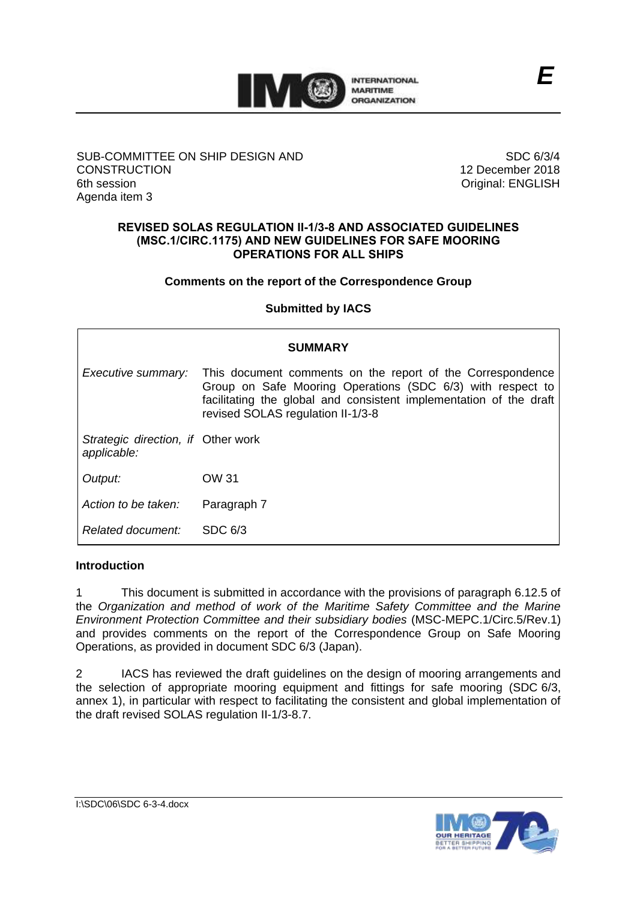E

SUB-COMMITTEE ON SHIP DESIGN AND CONSTRUCTION
6th session
Agenda item 3

SDC 6/3/4
12 December 2018
Original: ENGLISH

# REVISED SOLAS REGULATION II-1/3-8 AND ASSOCIATED GUIDELINES (MSC.1/CIRC.1175) AND NEW GUIDELINES FOR SAFE MOORING OPERATIONS FOR ALL SHIPS

## Comments on the report of the Correspondence Group

### Submitted by IACS

| SUMMARY | |
|---|---|
| *Executive summary:* | This document comments on the report of the Correspondence Group on Safe Mooring Operations (SDC 6/3) with respect to facilitating the global and consistent implementation of the draft revised SOLAS regulation II-1/3-8 |
| *Strategic direction, if applicable:* | Other work |
| *Output:* | OW 31 |
| *Action to be taken:* | Paragraph 7 |
| *Related document:* | SDC 6/3 |

### Introduction

1 This document is submitted in accordance with the provisions of paragraph 6.12.5 of the *Organization and method of work of the Maritime Safety Committee and the Marine Environment Protection Committee and their subsidiary bodies* (MSC-MEPC.1/Circ.5/Rev.1) and provides comments on the report of the Correspondence Group on Safe Mooring Operations, as provided in document SDC 6/3 (Japan).

2 IACS has reviewed the draft guidelines on the design of mooring arrangements and the selection of appropriate mooring equipment and fittings for safe mooring (SDC 6/3, annex 1), in particular with respect to facilitating the consistent and global implementation of the draft revised SOLAS regulation II-1/3-8.7.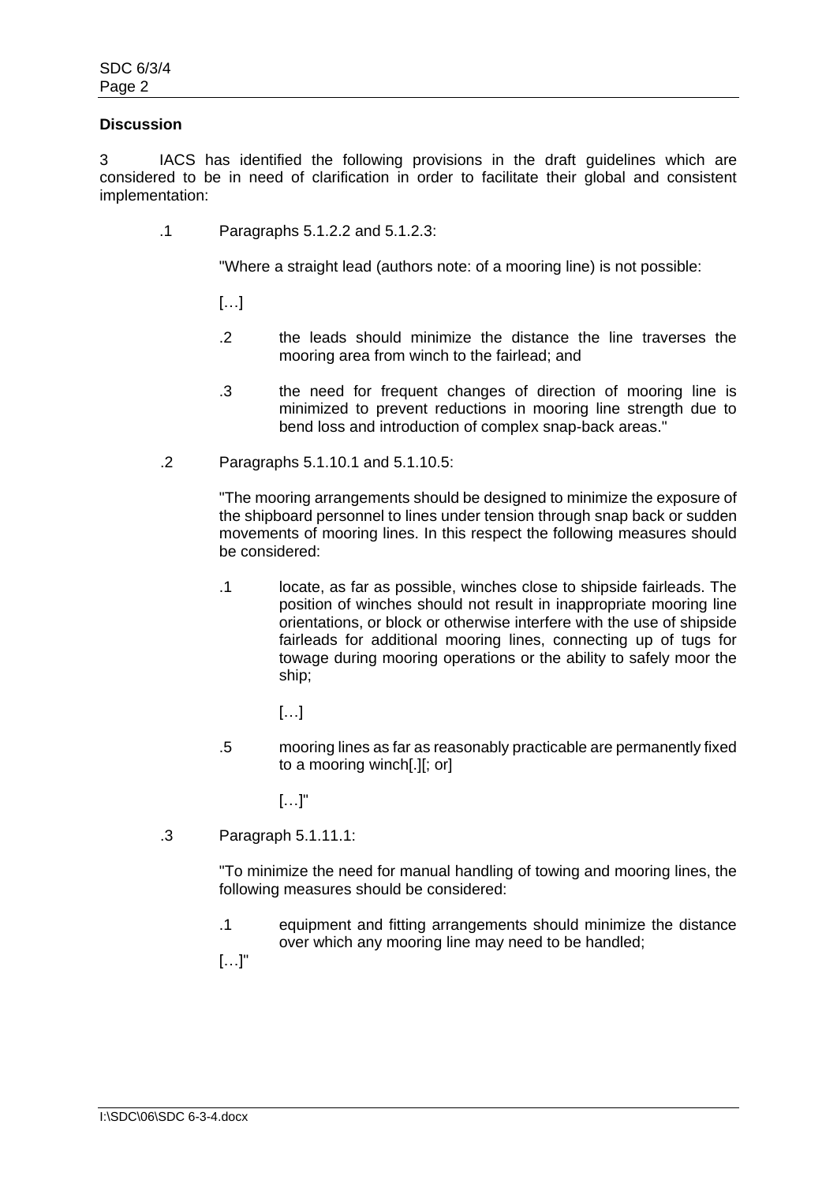**Discussion**

3 IACS has identified the following provisions in the draft guidelines which are considered to be in need of clarification in order to facilitate their global and consistent implementation:

.1 Paragraphs 5.1.2.2 and 5.1.2.3:

"Where a straight lead (authors note: of a mooring line) is not possible:

[…]

.2 the leads should minimize the distance the line traverses the mooring area from winch to the fairlead; and

.3 the need for frequent changes of direction of mooring line is minimized to prevent reductions in mooring line strength due to bend loss and introduction of complex snap-back areas."

.2 Paragraphs 5.1.10.1 and 5.1.10.5:

"The mooring arrangements should be designed to minimize the exposure of the shipboard personnel to lines under tension through snap back or sudden movements of mooring lines. In this respect the following measures should be considered:

.1 locate, as far as possible, winches close to shipside fairleads. The position of winches should not result in inappropriate mooring line orientations, or block or otherwise interfere with the use of shipside fairleads for additional mooring lines, connecting up of tugs for towage during mooring operations or the ability to safely moor the ship;

[…]

.5 mooring lines as far as reasonably practicable are permanently fixed to a mooring winch[.][; or]

[…]"

.3 Paragraph 5.1.11.1:

"To minimize the need for manual handling of towing and mooring lines, the following measures should be considered:

.1 equipment and fitting arrangements should minimize the distance over which any mooring line may need to be handled;

[…]"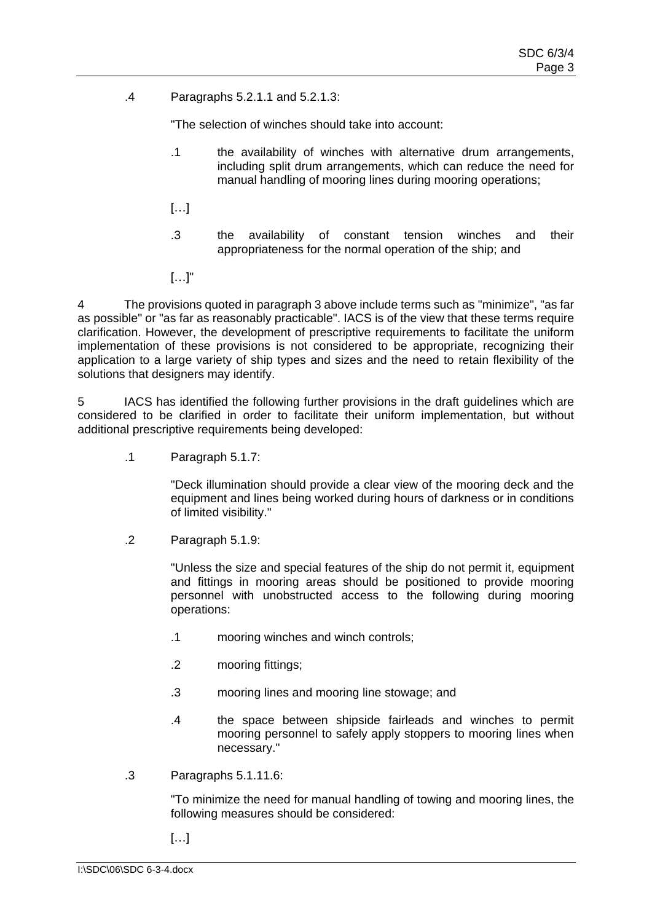.4 Paragraphs 5.2.1.1 and 5.2.1.3:

"The selection of winches should take into account:

.1 the availability of winches with alternative drum arrangements, including split drum arrangements, which can reduce the need for manual handling of mooring lines during mooring operations;

[…]

.3 the availability of constant tension winches and their appropriateness for the normal operation of the ship; and

[…]"

4 The provisions quoted in paragraph 3 above include terms such as "minimize", "as far as possible" or "as far as reasonably practicable". IACS is of the view that these terms require clarification. However, the development of prescriptive requirements to facilitate the uniform implementation of these provisions is not considered to be appropriate, recognizing their application to a large variety of ship types and sizes and the need to retain flexibility of the solutions that designers may identify.

5 IACS has identified the following further provisions in the draft guidelines which are considered to be clarified in order to facilitate their uniform implementation, but without additional prescriptive requirements being developed:

.1 Paragraph 5.1.7:

"Deck illumination should provide a clear view of the mooring deck and the equipment and lines being worked during hours of darkness or in conditions of limited visibility."

.2 Paragraph 5.1.9:

"Unless the size and special features of the ship do not permit it, equipment and fittings in mooring areas should be positioned to provide mooring personnel with unobstructed access to the following during mooring operations:

.1 mooring winches and winch controls;

.2 mooring fittings;

.3 mooring lines and mooring line stowage; and

.4 the space between shipside fairleads and winches to permit mooring personnel to safely apply stoppers to mooring lines when necessary."

.3 Paragraphs 5.1.11.6:

"To minimize the need for manual handling of towing and mooring lines, the following measures should be considered:

[…]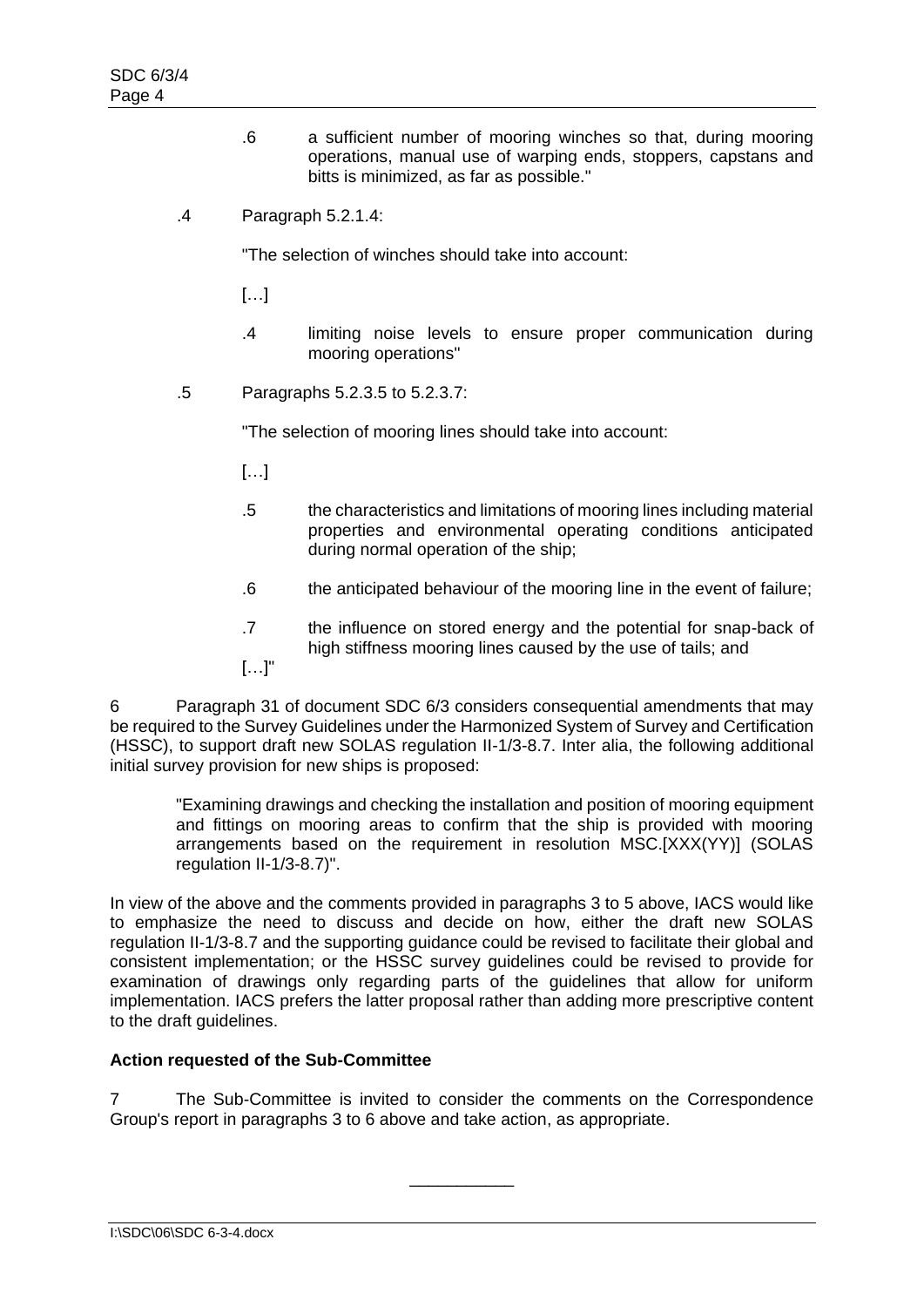.6 a sufficient number of mooring winches so that, during mooring operations, manual use of warping ends, stoppers, capstans and bitts is minimized, as far as possible."

.4 Paragraph 5.2.1.4:

"The selection of winches should take into account:

[…]

.4 limiting noise levels to ensure proper communication during mooring operations"

.5 Paragraphs 5.2.3.5 to 5.2.3.7:

"The selection of mooring lines should take into account:

[…]

.5 the characteristics and limitations of mooring lines including material properties and environmental operating conditions anticipated during normal operation of the ship;

.6 the anticipated behaviour of the mooring line in the event of failure;

.7 the influence on stored energy and the potential for snap-back of high stiffness mooring lines caused by the use of tails; and

[…]"

6 Paragraph 31 of document SDC 6/3 considers consequential amendments that may be required to the Survey Guidelines under the Harmonized System of Survey and Certification (HSSC), to support draft new SOLAS regulation II-1/3-8.7. Inter alia, the following additional initial survey provision for new ships is proposed:

"Examining drawings and checking the installation and position of mooring equipment and fittings on mooring areas to confirm that the ship is provided with mooring arrangements based on the requirement in resolution MSC.[XXX(YY)] (SOLAS regulation II-1/3-8.7)".

In view of the above and the comments provided in paragraphs 3 to 5 above, IACS would like to emphasize the need to discuss and decide on how, either the draft new SOLAS regulation II-1/3-8.7 and the supporting guidance could be revised to facilitate their global and consistent implementation; or the HSSC survey guidelines could be revised to provide for examination of drawings only regarding parts of the guidelines that allow for uniform implementation. IACS prefers the latter proposal rather than adding more prescriptive content to the draft guidelines.

**Action requested of the Sub-Committee**

7 The Sub-Committee is invited to consider the comments on the Correspondence Group's report in paragraphs 3 to 6 above and take action, as appropriate.

___________